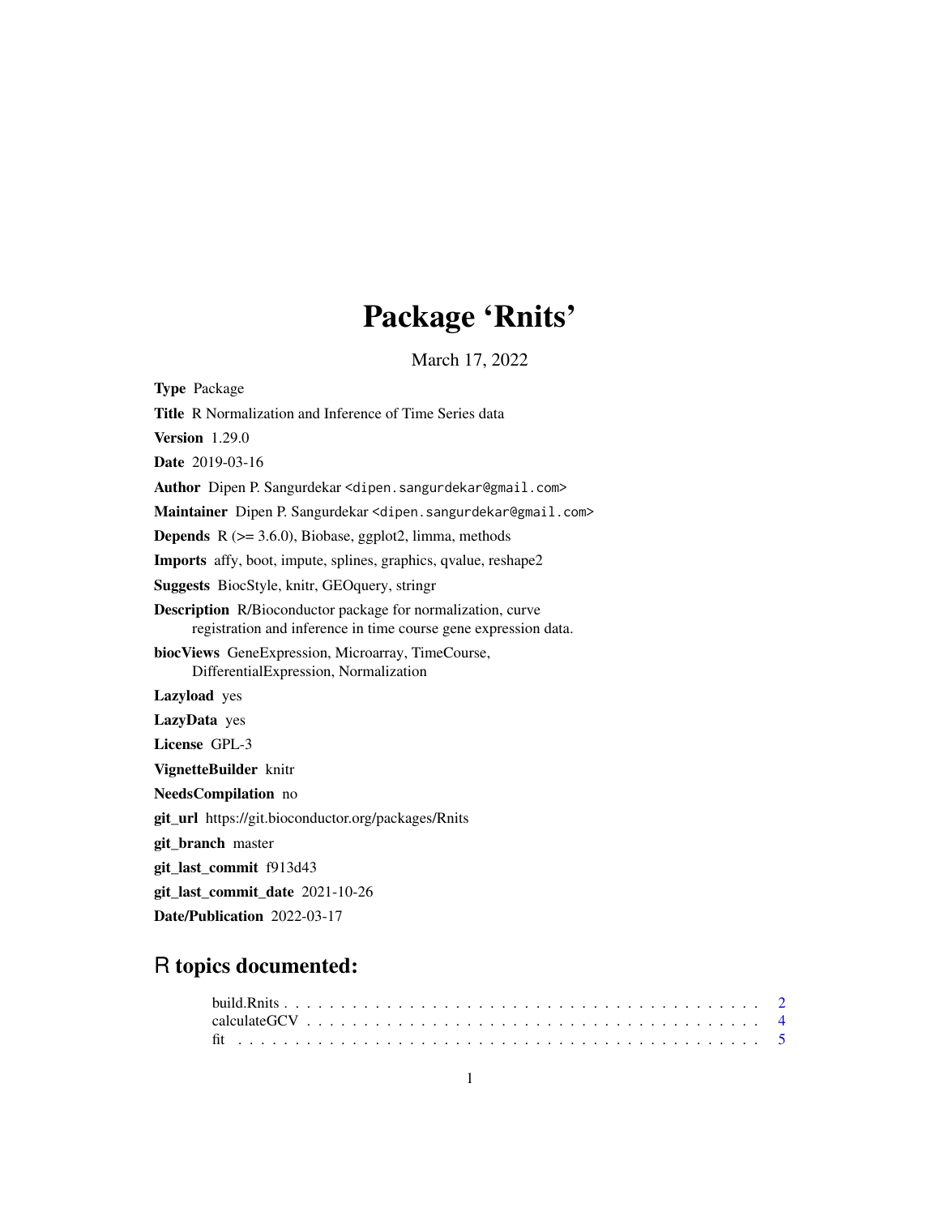# Package 'Rnits'

March 17, 2022

**Type** Package

**Title** R Normalization and Inference of Time Series data

**Version** 1.29.0

**Date** 2019-03-16

**Author** Dipen P. Sangurdekar <dipen.sangurdekar@gmail.com>

**Maintainer** Dipen P. Sangurdekar <dipen.sangurdekar@gmail.com>

**Depends** R (>= 3.6.0), Biobase, ggplot2, limma, methods

**Imports** affy, boot, impute, splines, graphics, qvalue, reshape2

**Suggests** BiocStyle, knitr, GEOquery, stringr

**Description** R/Bioconductor package for normalization, curve registration and inference in time course gene expression data.

**biocViews** GeneExpression, Microarray, TimeCourse, DifferentialExpression, Normalization

**Lazyload** yes

**LazyData** yes

**License** GPL-3

**VignetteBuilder** knitr

**NeedsCompilation** no

**git_url** https://git.bioconductor.org/packages/Rnits

**git_branch** master

**git_last_commit** f913d43

**git_last_commit_date** 2021-10-26

**Date/Publication** 2022-03-17

## R topics documented:

build.Rnits . . . . . . . . . . . . . . . . . . . . . . . . . . . . . . . . . . . . . . . . 2
calculateGCV . . . . . . . . . . . . . . . . . . . . . . . . . . . . . . . . . . . . . . . 4
fit . . . . . . . . . . . . . . . . . . . . . . . . . . . . . . . . . . . . . . . . . . . . 5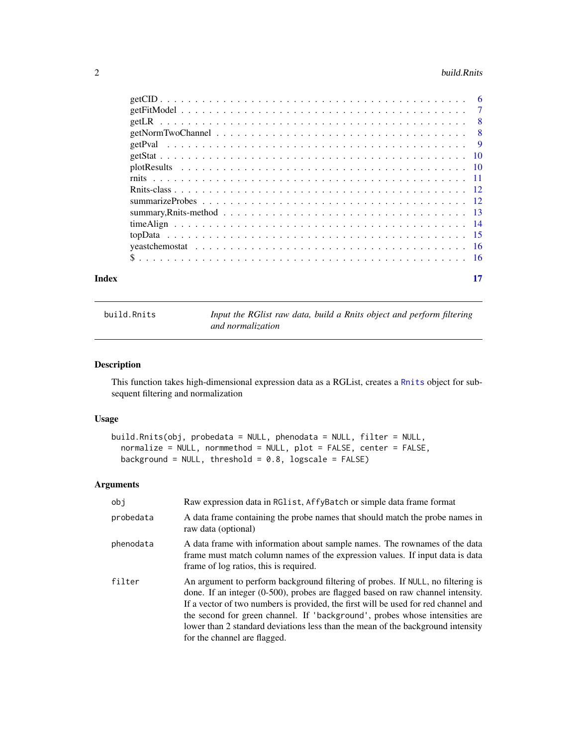getCID . . . . . . . . . . . . . . . . . . . . . . . . . . . . . . . . . . . . . . . . . 6
getFitModel . . . . . . . . . . . . . . . . . . . . . . . . . . . . . . . . . . . . . . . 7
getLR . . . . . . . . . . . . . . . . . . . . . . . . . . . . . . . . . . . . . . . . . . 8
getNormTwoChannel . . . . . . . . . . . . . . . . . . . . . . . . . . . . . . . . . . . 8
getPval . . . . . . . . . . . . . . . . . . . . . . . . . . . . . . . . . . . . . . . . . 9
getStat . . . . . . . . . . . . . . . . . . . . . . . . . . . . . . . . . . . . . . . . . 10
plotResults . . . . . . . . . . . . . . . . . . . . . . . . . . . . . . . . . . . . . . . 10
rnits . . . . . . . . . . . . . . . . . . . . . . . . . . . . . . . . . . . . . . . . . . 11
Rnits-class . . . . . . . . . . . . . . . . . . . . . . . . . . . . . . . . . . . . . . . 12
summarizeProbes . . . . . . . . . . . . . . . . . . . . . . . . . . . . . . . . . . . . 12
summary,Rnits-method . . . . . . . . . . . . . . . . . . . . . . . . . . . . . . . . . 13
timeAlign . . . . . . . . . . . . . . . . . . . . . . . . . . . . . . . . . . . . . . . . 14
topData . . . . . . . . . . . . . . . . . . . . . . . . . . . . . . . . . . . . . . . . . 15
yeastchemostat . . . . . . . . . . . . . . . . . . . . . . . . . . . . . . . . . . . . . 16
$ . . . . . . . . . . . . . . . . . . . . . . . . . . . . . . . . . . . . . . . . . . . . 16

**Index** **17**

---

`build.Rnits` *Input the RGlist raw data, build a Rnits object and perform filtering and normalization*

---

### Description

This function takes high-dimensional expression data as a RGList, creates a `Rnits` object for subsequent filtering and normalization

### Usage

```
build.Rnits(obj, probedata = NULL, phenodata = NULL, filter = NULL,
  normalize = NULL, normmethod = NULL, plot = FALSE, center = FALSE,
  background = NULL, threshold = 0.8, logscale = FALSE)
```

### Arguments

| | |
|---|---|
| `obj` | Raw expression data in `RGlist`, `AffyBatch` or simple data frame format |
| `probedata` | A data frame containing the probe names that should match the probe names in raw data (optional) |
| `phenodata` | A data frame with information about sample names. The rownames of the data frame must match column names of the expression values. If input data is data frame of log ratios, this is required. |
| `filter` | An argument to perform background filtering of probes. If `NULL`, no filtering is done. If an integer (0-500), probes are flagged based on raw channel intensity. If a vector of two numbers is provided, the first will be used for red channel and the second for green channel. If `'background'`, probes whose intensities are lower than 2 standard deviations less than the mean of the background intensity for the channel are flagged. |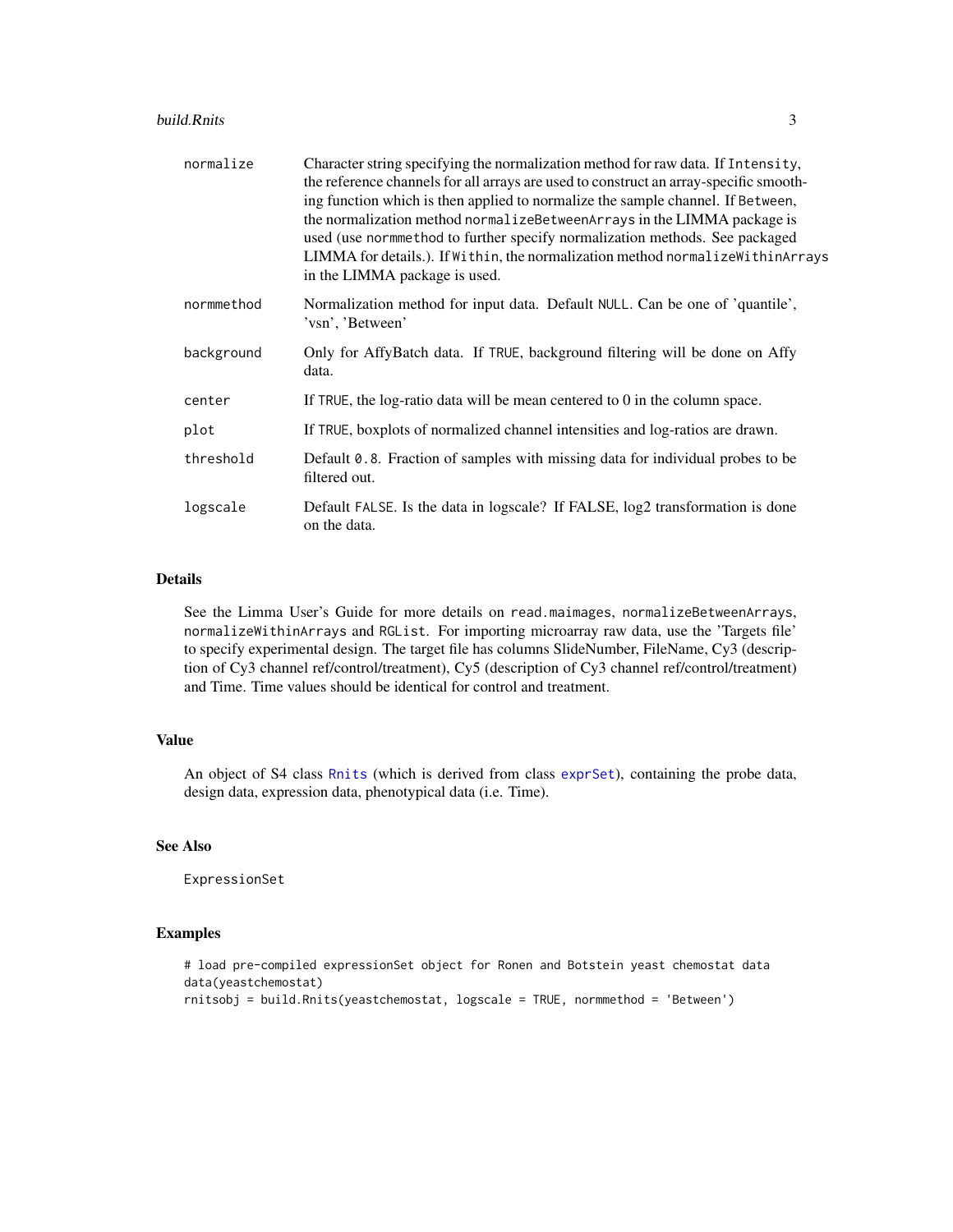| | |
|---|---|
| normalize | Character string specifying the normalization method for raw data. If `Intensity`, the reference channels for all arrays are used to construct an array-specific smoothing function which is then applied to normalize the sample channel. If `Between`, the normalization method `normalizeBetweenArrays` in the LIMMA package is used (use `normmethod` to further specify normalization methods. See packaged LIMMA for details.). If `Within`, the normalization method `normalizeWithinArrays` in the LIMMA package is used. |
| normmethod | Normalization method for input data. Default `NULL`. Can be one of 'quantile', 'vsn', 'Between' |
| background | Only for AffyBatch data. If `TRUE`, background filtering will be done on Affy data. |
| center | If `TRUE`, the log-ratio data will be mean centered to 0 in the column space. |
| plot | If `TRUE`, boxplots of normalized channel intensities and log-ratios are drawn. |
| threshold | Default `0.8`. Fraction of samples with missing data for individual probes to be filtered out. |
| logscale | Default `FALSE`. Is the data in logscale? If FALSE, log2 transformation is done on the data. |

## Details

See the Limma User's Guide for more details on `read.maimages`, `normalizeBetweenArrays`, `normalizeWithinArrays` and `RGList`. For importing microarray raw data, use the 'Targets file' to specify experimental design. The target file has columns SlideNumber, FileName, Cy3 (description of Cy3 channel ref/control/treatment), Cy5 (description of Cy3 channel ref/control/treatment) and Time. Time values should be identical for control and treatment.

## Value

An object of S4 class `Rnits` (which is derived from class `exprSet`), containing the probe data, design data, expression data, phenotypical data (i.e. Time).

## See Also

`ExpressionSet`

## Examples

```
# load pre-compiled expressionSet object for Ronen and Botstein yeast chemostat data
data(yeastchemostat)
rnitsobj = build.Rnits(yeastchemostat, logscale = TRUE, normmethod = 'Between')
```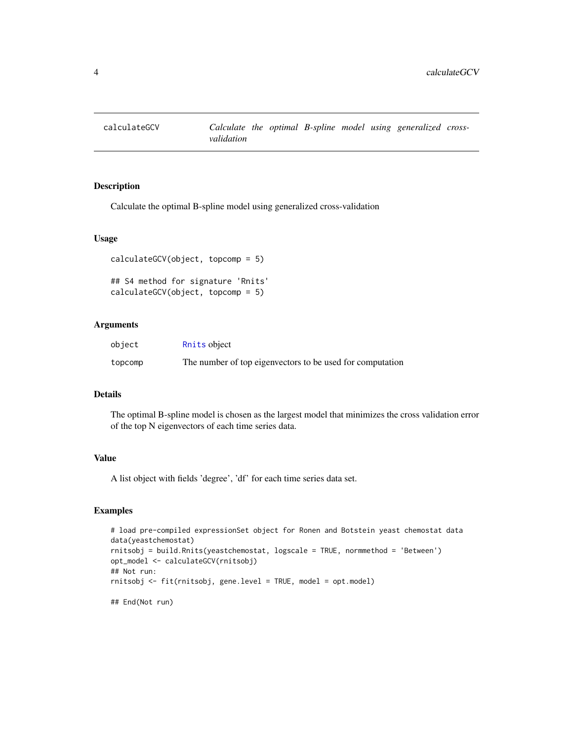## calculateGCV — *Calculate the optimal B-spline model using generalized cross-validation*

### Description

Calculate the optimal B-spline model using generalized cross-validation

### Usage

```
calculateGCV(object, topcomp = 5)

## S4 method for signature 'Rnits'
calculateGCV(object, topcomp = 5)
```

### Arguments

| | |
|---|---|
| `object` | `Rnits` object |
| `topcomp` | The number of top eigenvectors to be used for computation |

### Details

The optimal B-spline model is chosen as the largest model that minimizes the cross validation error of the top N eigenvectors of each time series data.

### Value

A list object with fields 'degree', 'df' for each time series data set.

### Examples

```
# load pre-compiled expressionSet object for Ronen and Botstein yeast chemostat data
data(yeastchemostat)
rnitsobj = build.Rnits(yeastchemostat, logscale = TRUE, normmethod = 'Between')
opt_model <- calculateGCV(rnitsobj)
## Not run:
rnitsobj <- fit(rnitsobj, gene.level = TRUE, model = opt.model)

## End(Not run)
```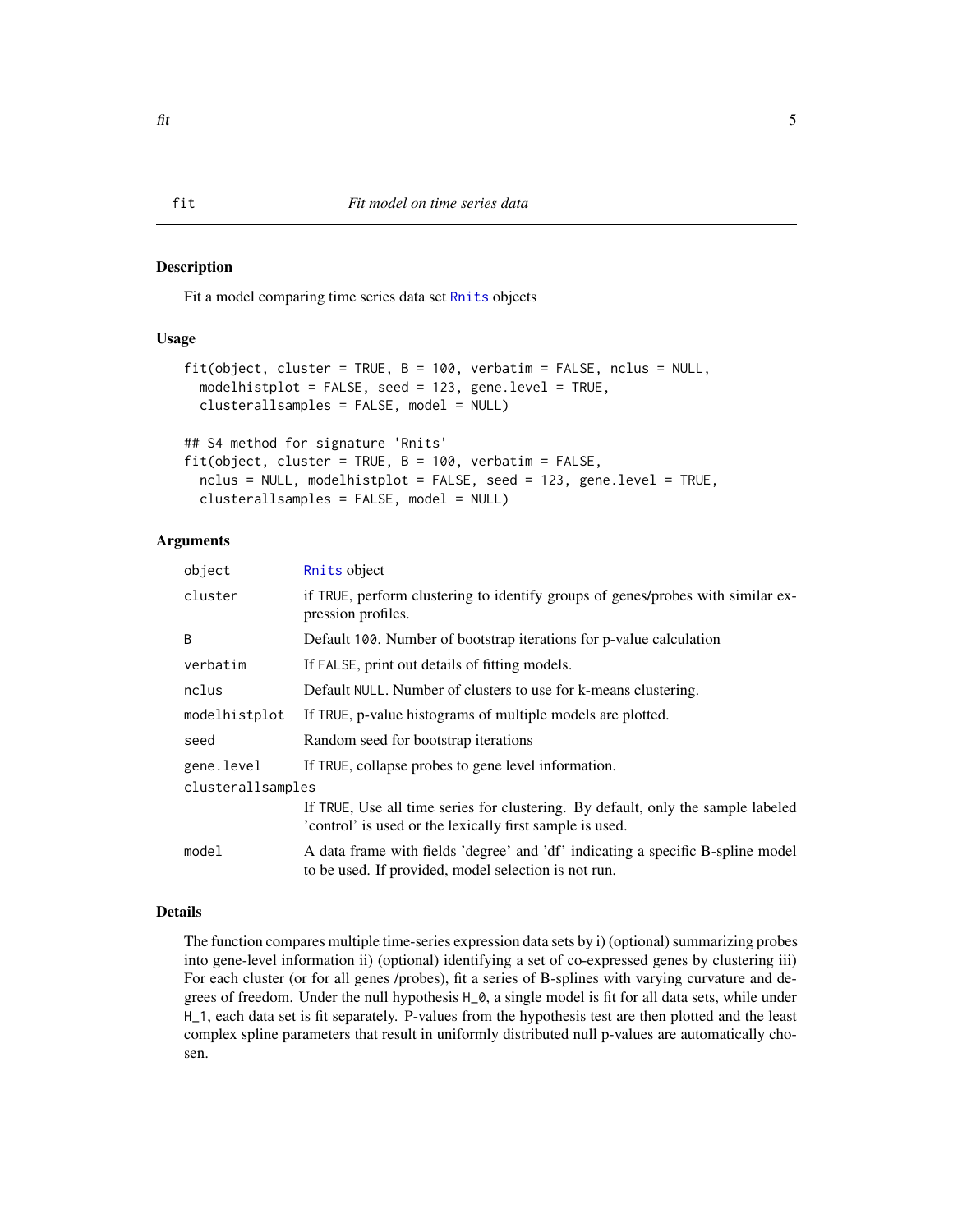# fit — *Fit model on time series data*

## Description

Fit a model comparing time series data set Rnits objects

## Usage

```
fit(object, cluster = TRUE, B = 100, verbatim = FALSE, nclus = NULL,
  modelhistplot = FALSE, seed = 123, gene.level = TRUE,
  clusterallsamples = FALSE, model = NULL)

## S4 method for signature 'Rnits'
fit(object, cluster = TRUE, B = 100, verbatim = FALSE,
  nclus = NULL, modelhistplot = FALSE, seed = 123, gene.level = TRUE,
  clusterallsamples = FALSE, model = NULL)
```

## Arguments

| Argument | Description |
|---|---|
| `object` | Rnits object |
| `cluster` | if TRUE, perform clustering to identify groups of genes/probes with similar expression profiles. |
| `B` | Default 100. Number of bootstrap iterations for p-value calculation |
| `verbatim` | If FALSE, print out details of fitting models. |
| `nclus` | Default NULL. Number of clusters to use for k-means clustering. |
| `modelhistplot` | If TRUE, p-value histograms of multiple models are plotted. |
| `seed` | Random seed for bootstrap iterations |
| `gene.level` | If TRUE, collapse probes to gene level information. |
| `clusterallsamples` | If TRUE, Use all time series for clustering. By default, only the sample labeled 'control' is used or the lexically first sample is used. |
| `model` | A data frame with fields 'degree' and 'df' indicating a specific B-spline model to be used. If provided, model selection is not run. |

## Details

The function compares multiple time-series expression data sets by i) (optional) summarizing probes into gene-level information ii) (optional) identifying a set of co-expressed genes by clustering iii) For each cluster (or for all genes /probes), fit a series of B-splines with varying curvature and degrees of freedom. Under the null hypothesis H_0, a single model is fit for all data sets, while under H_1, each data set is fit separately. P-values from the hypothesis test are then plotted and the least complex spline parameters that result in uniformly distributed null p-values are automatically chosen.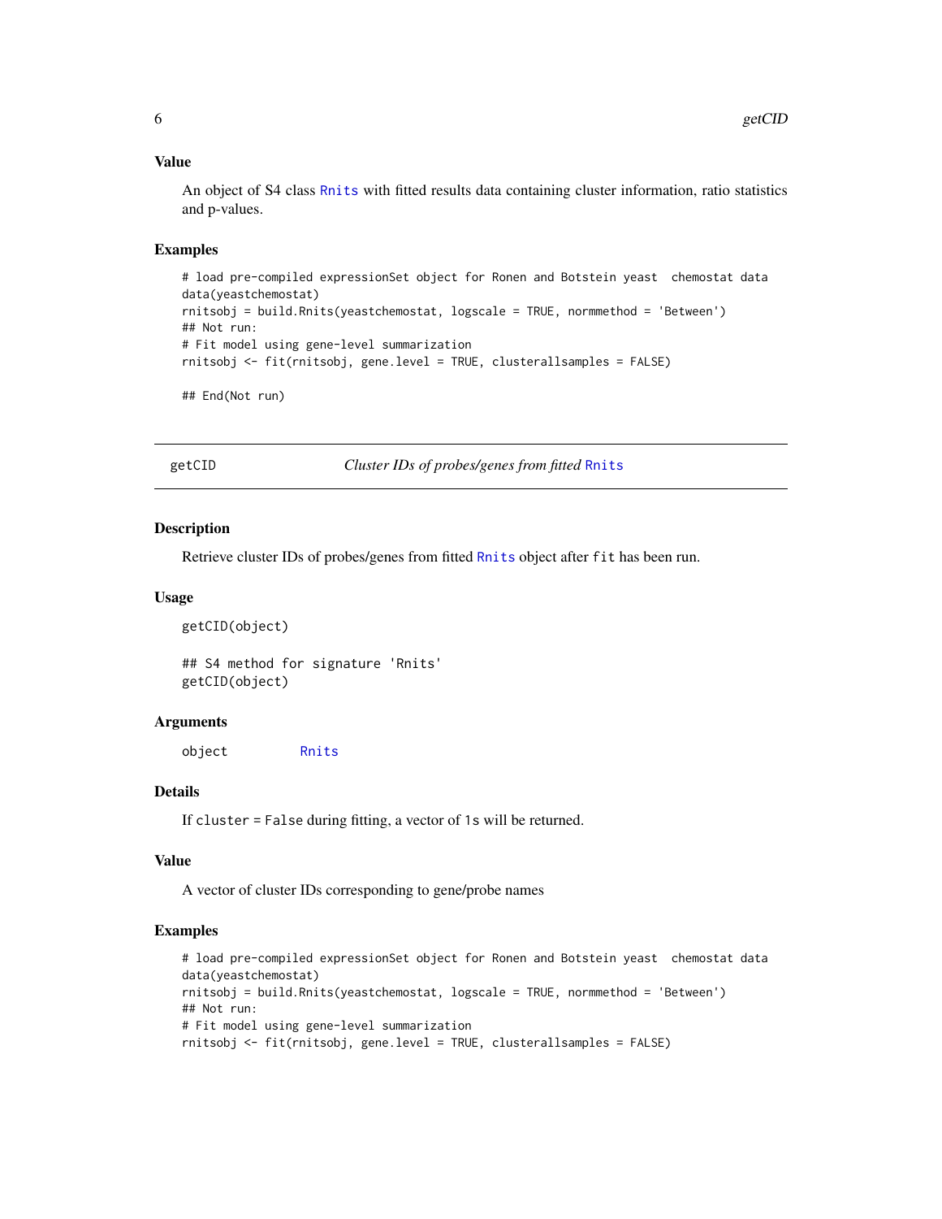### Value

An object of S4 class Rnits with fitted results data containing cluster information, ratio statistics and p-values.

### Examples

```
# load pre-compiled expressionSet object for Ronen and Botstein yeast  chemostat data
data(yeastchemostat)
rnitsobj = build.Rnits(yeastchemostat, logscale = TRUE, normmethod = 'Between')
## Not run:
# Fit model using gene-level summarization
rnitsobj <- fit(rnitsobj, gene.level = TRUE, clusterallsamples = FALSE)

## End(Not run)
```

---

## getCID — *Cluster IDs of probes/genes from fitted* Rnits

### Description

Retrieve cluster IDs of probes/genes from fitted Rnits object after `fit` has been run.

### Usage

```
getCID(object)

## S4 method for signature 'Rnits'
getCID(object)
```

### Arguments

| | |
|---|---|
| object | Rnits |

### Details

If `cluster` = `False` during fitting, a vector of `1`s will be returned.

### Value

A vector of cluster IDs corresponding to gene/probe names

### Examples

```
# load pre-compiled expressionSet object for Ronen and Botstein yeast  chemostat data
data(yeastchemostat)
rnitsobj = build.Rnits(yeastchemostat, logscale = TRUE, normmethod = 'Between')
## Not run:
# Fit model using gene-level summarization
rnitsobj <- fit(rnitsobj, gene.level = TRUE, clusterallsamples = FALSE)
```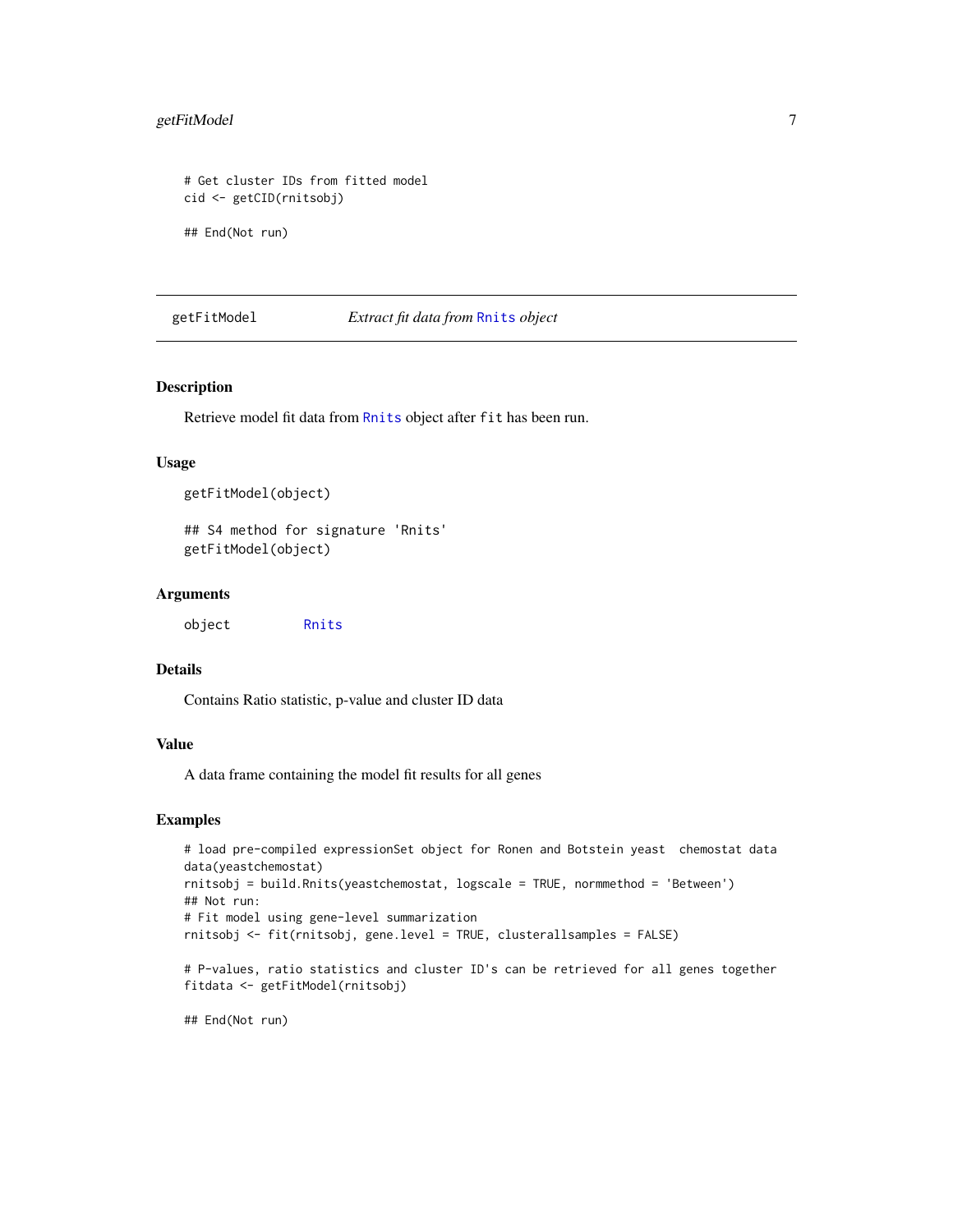```
# Get cluster IDs from fitted model
cid <- getCID(rnitsobj)

## End(Not run)
```

## getFitModel — *Extract fit data from* Rnits *object*

### Description

Retrieve model fit data from Rnits object after fit has been run.

### Usage

```
getFitModel(object)

## S4 method for signature 'Rnits'
getFitModel(object)
```

### Arguments

| | |
|---|---|
| object | Rnits |

### Details

Contains Ratio statistic, p-value and cluster ID data

### Value

A data frame containing the model fit results for all genes

### Examples

```
# load pre-compiled expressionSet object for Ronen and Botstein yeast  chemostat data
data(yeastchemostat)
rnitsobj = build.Rnits(yeastchemostat, logscale = TRUE, normmethod = 'Between')
## Not run:
# Fit model using gene-level summarization
rnitsobj <- fit(rnitsobj, gene.level = TRUE, clusterallsamples = FALSE)

# P-values, ratio statistics and cluster ID's can be retrieved for all genes together
fitdata <- getFitModel(rnitsobj)

## End(Not run)
```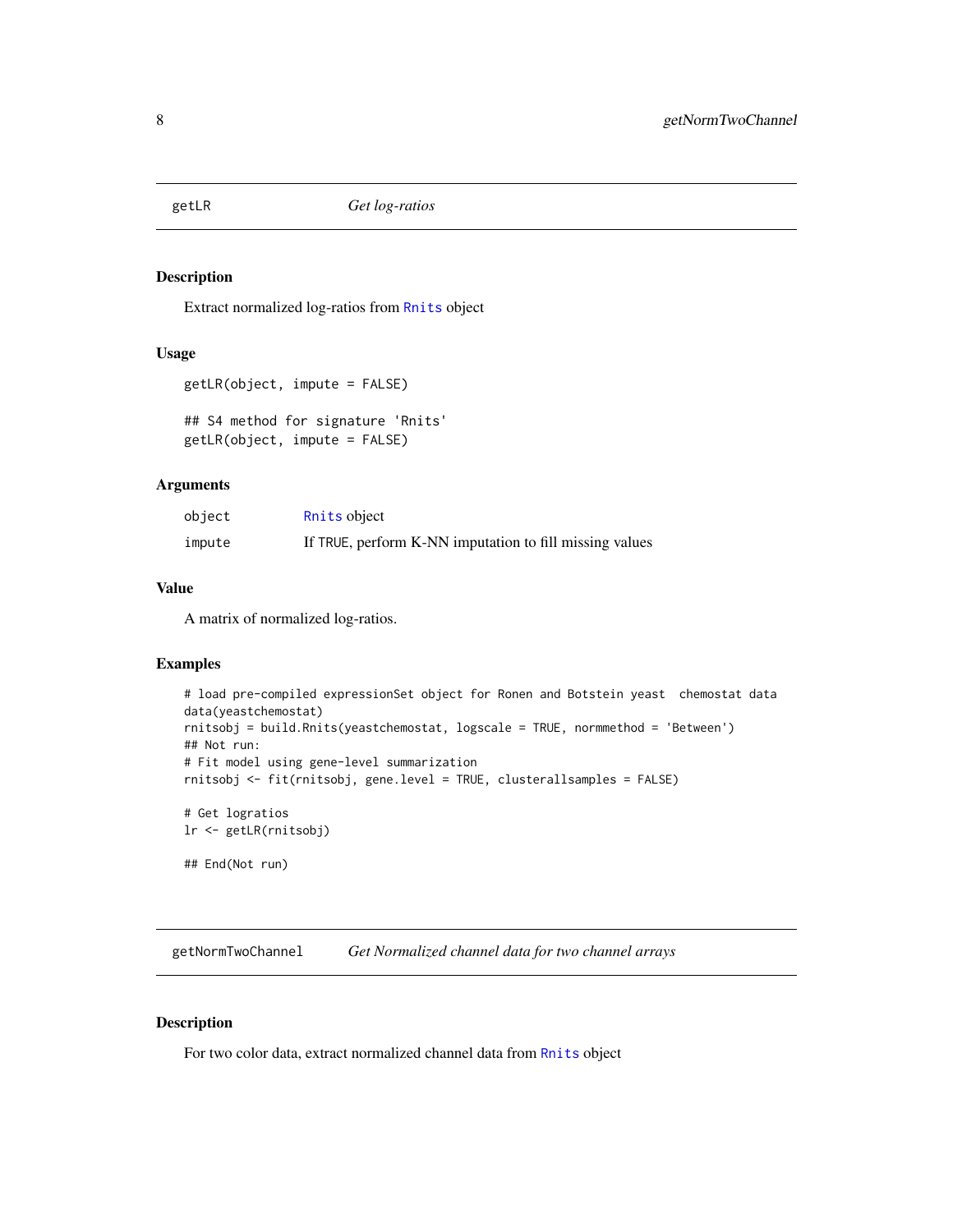## getLR *Get log-ratios*

### Description

Extract normalized log-ratios from Rnits object

### Usage

```
getLR(object, impute = FALSE)

## S4 method for signature 'Rnits'
getLR(object, impute = FALSE)
```

### Arguments

| | |
|---|---|
| object | Rnits object |
| impute | If TRUE, perform K-NN imputation to fill missing values |

### Value

A matrix of normalized log-ratios.

### Examples

```
# load pre-compiled expressionSet object for Ronen and Botstein yeast  chemostat data
data(yeastchemostat)
rnitsobj = build.Rnits(yeastchemostat, logscale = TRUE, normmethod = 'Between')
## Not run:
# Fit model using gene-level summarization
rnitsobj <- fit(rnitsobj, gene.level = TRUE, clusterallsamples = FALSE)

# Get logratios
lr <- getLR(rnitsobj)

## End(Not run)
```

## getNormTwoChannel *Get Normalized channel data for two channel arrays*

### Description

For two color data, extract normalized channel data from Rnits object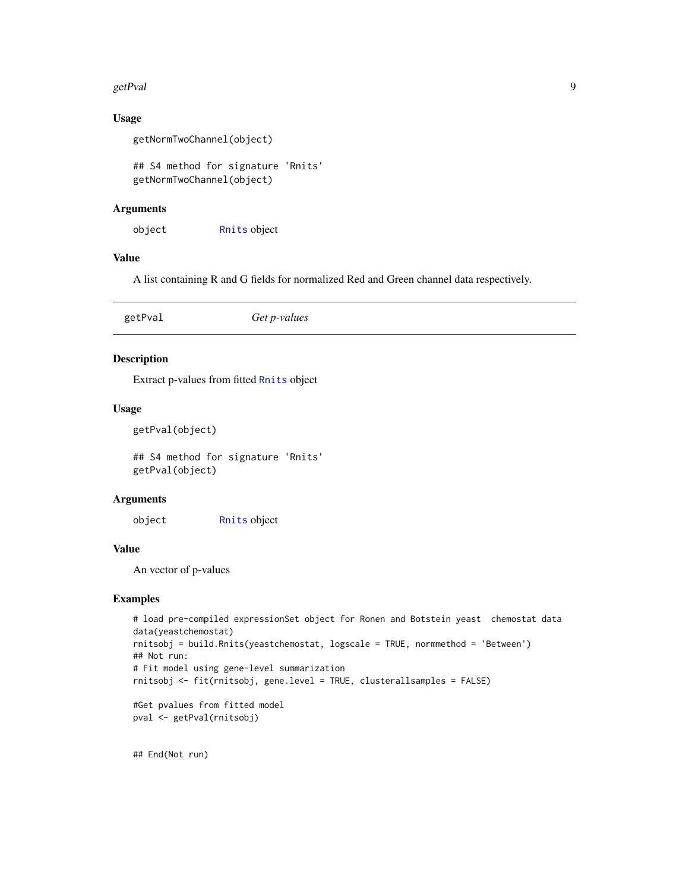### Usage

```
getNormTwoChannel(object)

## S4 method for signature 'Rnits'
getNormTwoChannel(object)
```

### Arguments

| | |
|---|---|
| object | Rnits object |

### Value

A list containing R and G fields for normalized Red and Green channel data respectively.

---

## getPval — *Get p-values*

---

### Description

Extract p-values from fitted Rnits object

### Usage

```
getPval(object)

## S4 method for signature 'Rnits'
getPval(object)
```

### Arguments

| | |
|---|---|
| object | Rnits object |

### Value

An vector of p-values

### Examples

```
# load pre-compiled expressionSet object for Ronen and Botstein yeast  chemostat data
data(yeastchemostat)
rnitsobj = build.Rnits(yeastchemostat, logscale = TRUE, normmethod = 'Between')
## Not run:
# Fit model using gene-level summarization
rnitsobj <- fit(rnitsobj, gene.level = TRUE, clusterallsamples = FALSE)

#Get pvalues from fitted model
pval <- getPval(rnitsobj)


## End(Not run)
```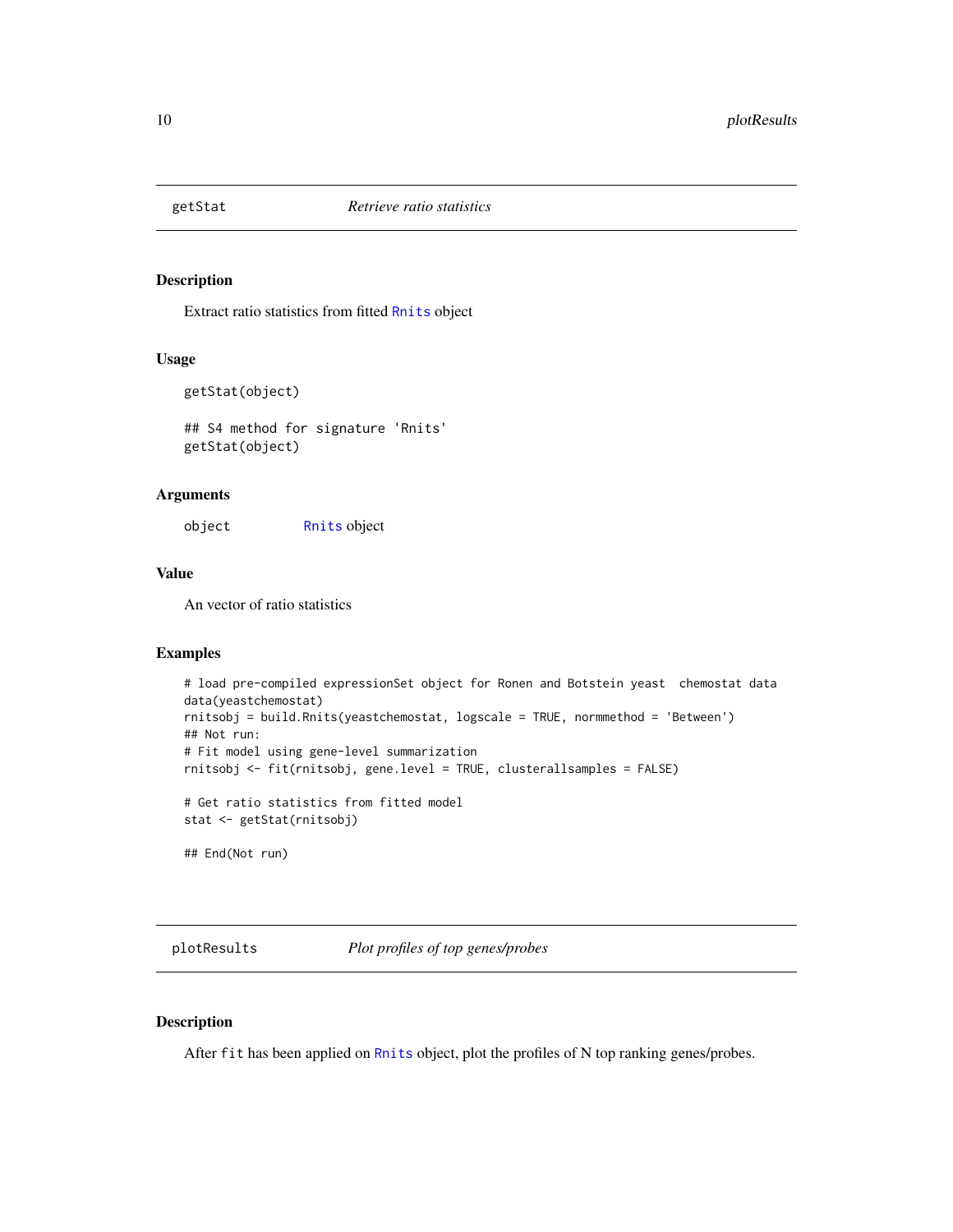## getStat — *Retrieve ratio statistics*

### Description

Extract ratio statistics from fitted `Rnits` object

### Usage

```
getStat(object)

## S4 method for signature 'Rnits'
getStat(object)
```

### Arguments

| | |
|---|---|
| `object` | `Rnits` object |

### Value

An vector of ratio statistics

### Examples

```
# load pre-compiled expressionSet object for Ronen and Botstein yeast  chemostat data
data(yeastchemostat)
rnitsobj = build.Rnits(yeastchemostat, logscale = TRUE, normmethod = 'Between')
## Not run:
# Fit model using gene-level summarization
rnitsobj <- fit(rnitsobj, gene.level = TRUE, clusterallsamples = FALSE)

# Get ratio statistics from fitted model
stat <- getStat(rnitsobj)

## End(Not run)
```

## plotResults — *Plot profiles of top genes/probes*

### Description

After `fit` has been applied on `Rnits` object, plot the profiles of N top ranking genes/probes.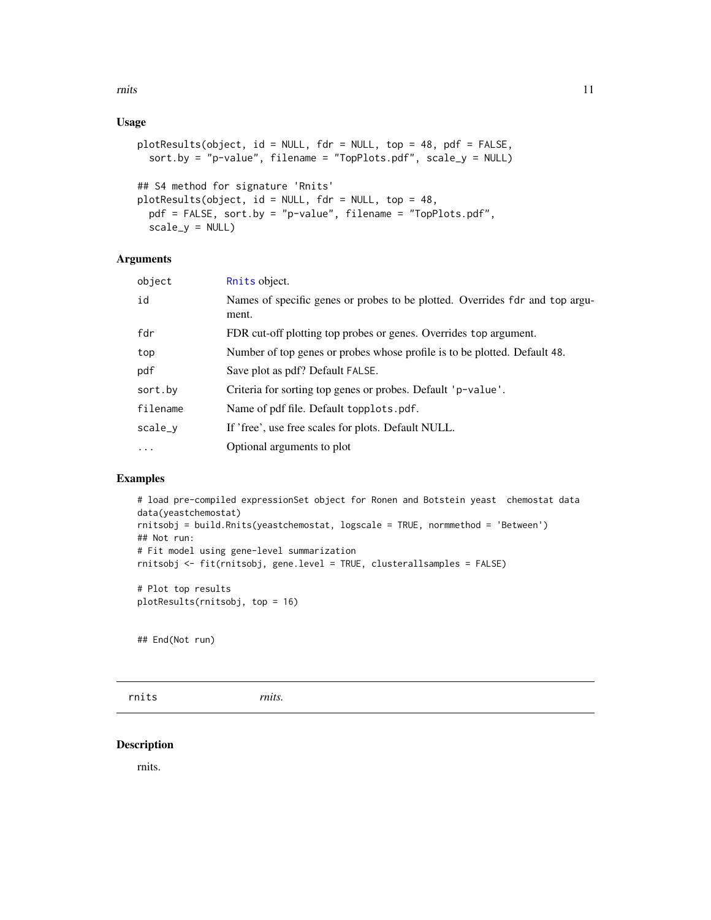## Usage

```
plotResults(object, id = NULL, fdr = NULL, top = 48, pdf = FALSE,
  sort.by = "p-value", filename = "TopPlots.pdf", scale_y = NULL)

## S4 method for signature 'Rnits'
plotResults(object, id = NULL, fdr = NULL, top = 48,
  pdf = FALSE, sort.by = "p-value", filename = "TopPlots.pdf",
  scale_y = NULL)
```

## Arguments

| | |
|---|---|
| `object` | Rnits object. |
| `id` | Names of specific genes or probes to be plotted. Overrides `fdr` and `top` argument. |
| `fdr` | FDR cut-off plotting top probes or genes. Overrides `top` argument. |
| `top` | Number of top genes or probes whose profile is to be plotted. Default 48. |
| `pdf` | Save plot as pdf? Default `FALSE`. |
| `sort.by` | Criteria for sorting top genes or probes. Default `'p-value'`. |
| `filename` | Name of pdf file. Default `topplots.pdf`. |
| `scale_y` | If 'free', use free scales for plots. Default NULL. |
| `...` | Optional arguments to plot |

## Examples

```
# load pre-compiled expressionSet object for Ronen and Botstein yeast  chemostat data
data(yeastchemostat)
rnitsobj = build.Rnits(yeastchemostat, logscale = TRUE, normmethod = 'Between')
## Not run:
# Fit model using gene-level summarization
rnitsobj <- fit(rnitsobj, gene.level = TRUE, clusterallsamples = FALSE)

# Plot top results
plotResults(rnitsobj, top = 16)


## End(Not run)
```

---

# rnits &nbsp;&nbsp;&nbsp; *rnits.*

## Description

rnits.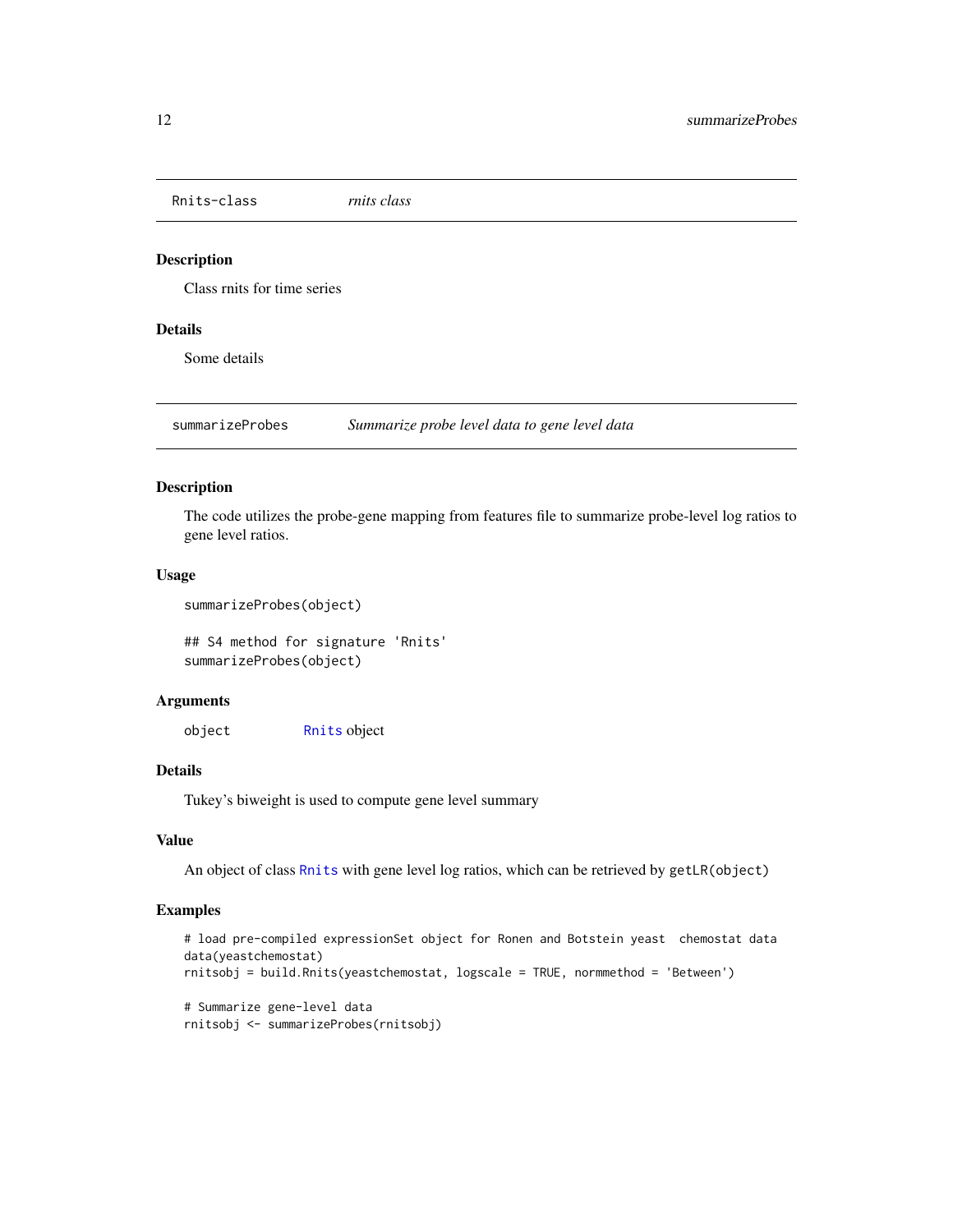## Rnits-class *rnits class*

### Description

Class rnits for time series

### Details

Some details

## summarizeProbes *Summarize probe level data to gene level data*

### Description

The code utilizes the probe-gene mapping from features file to summarize probe-level log ratios to gene level ratios.

### Usage

```
summarizeProbes(object)

## S4 method for signature 'Rnits'
summarizeProbes(object)
```

### Arguments

| | |
|---|---|
| object | Rnits object |

### Details

Tukey's biweight is used to compute gene level summary

### Value

An object of class Rnits with gene level log ratios, which can be retrieved by `getLR(object)`

### Examples

```
# load pre-compiled expressionSet object for Ronen and Botstein yeast  chemostat data
data(yeastchemostat)
rnitsobj = build.Rnits(yeastchemostat, logscale = TRUE, normmethod = 'Between')

# Summarize gene-level data
rnitsobj <- summarizeProbes(rnitsobj)
```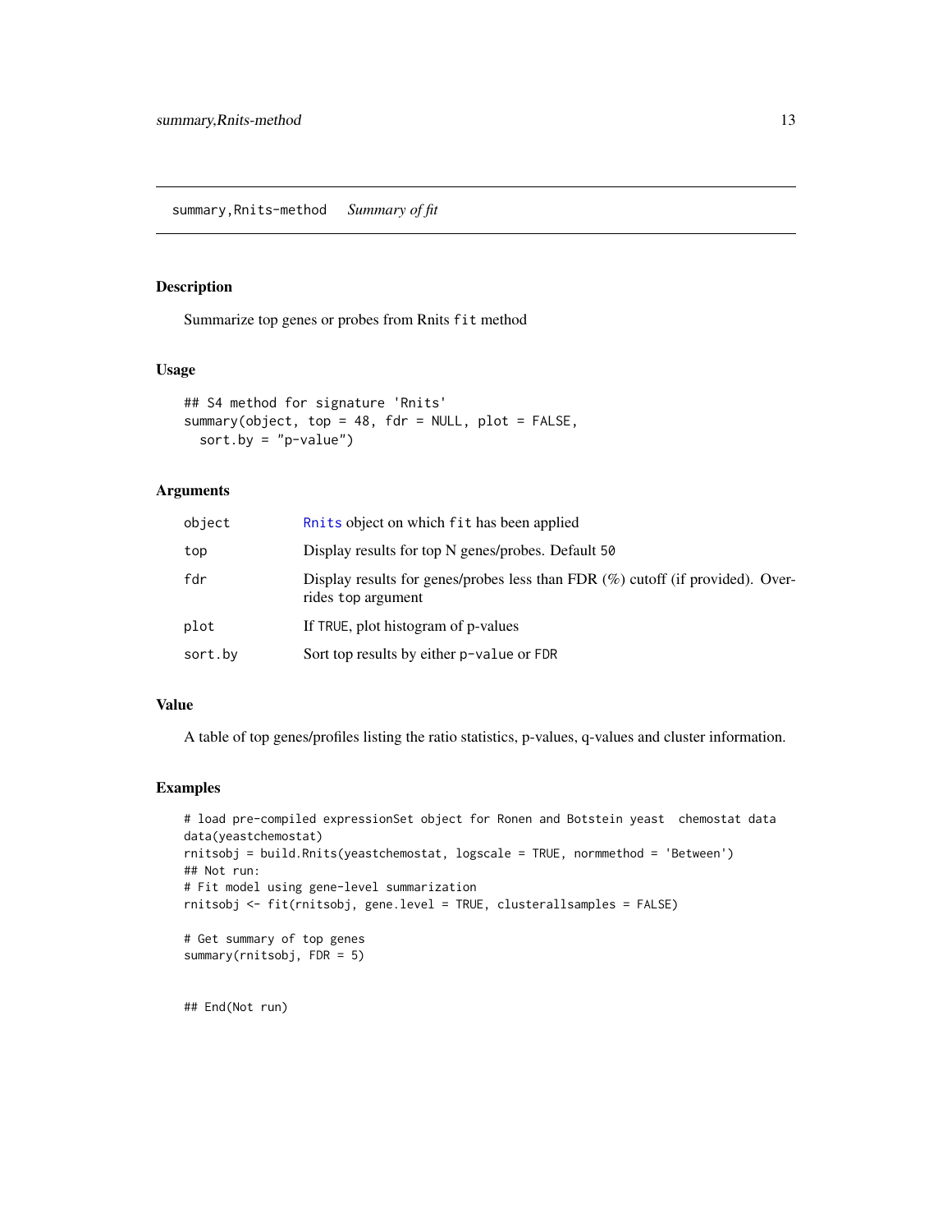summary,Rnits-method    *Summary of fit*

## Description

Summarize top genes or probes from Rnits `fit` method

## Usage

```
## S4 method for signature 'Rnits'
summary(object, top = 48, fdr = NULL, plot = FALSE,
  sort.by = "p-value")
```

## Arguments

| | |
|---|---|
| `object` | `Rnits` object on which `fit` has been applied |
| `top` | Display results for top N genes/probes. Default `50` |
| `fdr` | Display results for genes/probes less than FDR (%) cutoff (if provided). Overrides `top` argument |
| `plot` | If `TRUE`, plot histogram of p-values |
| `sort.by` | Sort top results by either `p-value` or `FDR` |

## Value

A table of top genes/profiles listing the ratio statistics, p-values, q-values and cluster information.

## Examples

```
# load pre-compiled expressionSet object for Ronen and Botstein yeast  chemostat data
data(yeastchemostat)
rnitsobj = build.Rnits(yeastchemostat, logscale = TRUE, normmethod = 'Between')
## Not run:
# Fit model using gene-level summarization
rnitsobj <- fit(rnitsobj, gene.level = TRUE, clusterallsamples = FALSE)

# Get summary of top genes
summary(rnitsobj, FDR = 5)


## End(Not run)
```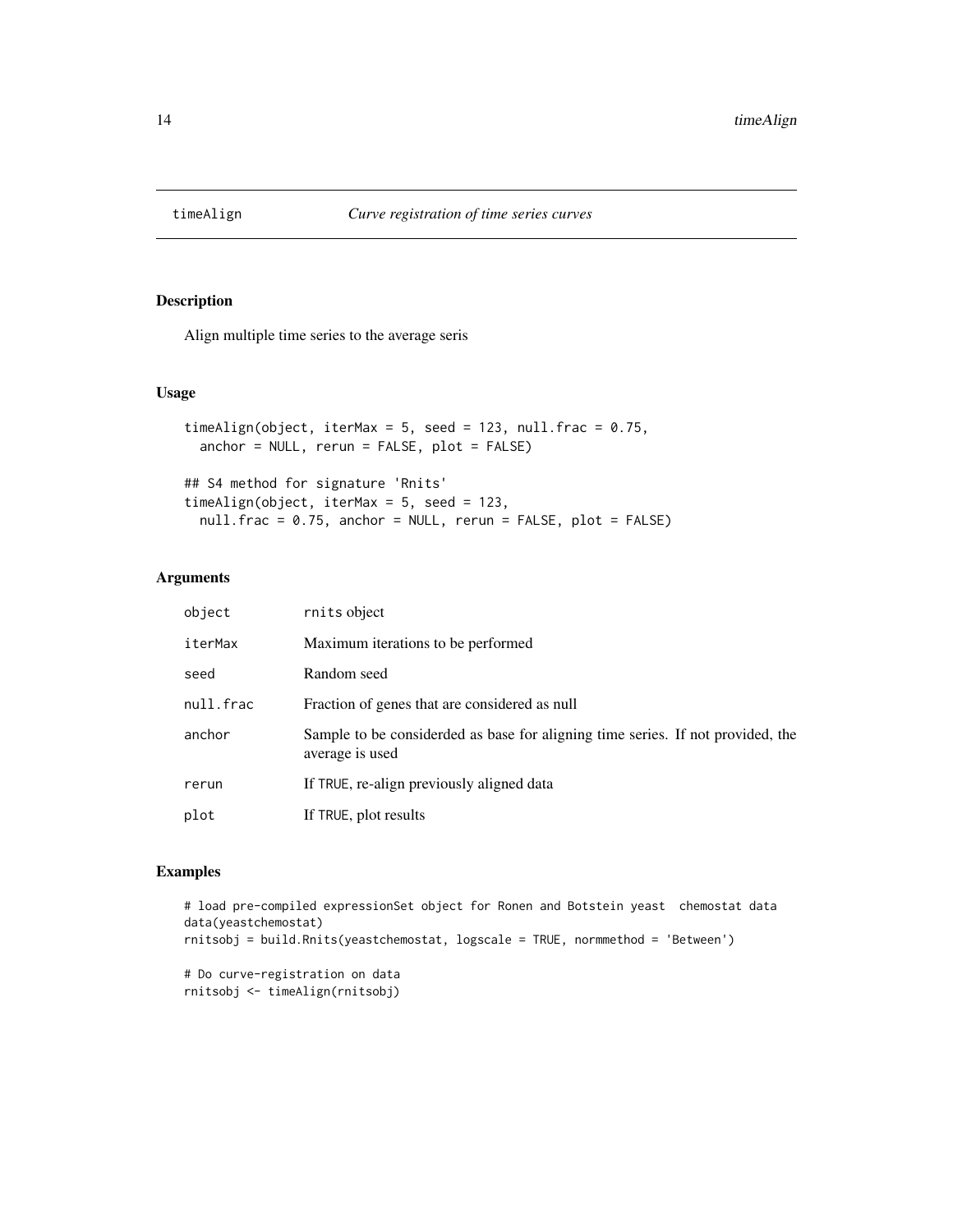## timeAlign — *Curve registration of time series curves*

### Description

Align multiple time series to the average seris

### Usage

```
timeAlign(object, iterMax = 5, seed = 123, null.frac = 0.75,
  anchor = NULL, rerun = FALSE, plot = FALSE)

## S4 method for signature 'Rnits'
timeAlign(object, iterMax = 5, seed = 123,
  null.frac = 0.75, anchor = NULL, rerun = FALSE, plot = FALSE)
```

### Arguments

| | |
|---|---|
| object | rnits object |
| iterMax | Maximum iterations to be performed |
| seed | Random seed |
| null.frac | Fraction of genes that are considered as null |
| anchor | Sample to be considerded as base for aligning time series. If not provided, the average is used |
| rerun | If TRUE, re-align previously aligned data |
| plot | If TRUE, plot results |

### Examples

```
# load pre-compiled expressionSet object for Ronen and Botstein yeast  chemostat data
data(yeastchemostat)
rnitsobj = build.Rnits(yeastchemostat, logscale = TRUE, normmethod = 'Between')

# Do curve-registration on data
rnitsobj <- timeAlign(rnitsobj)
```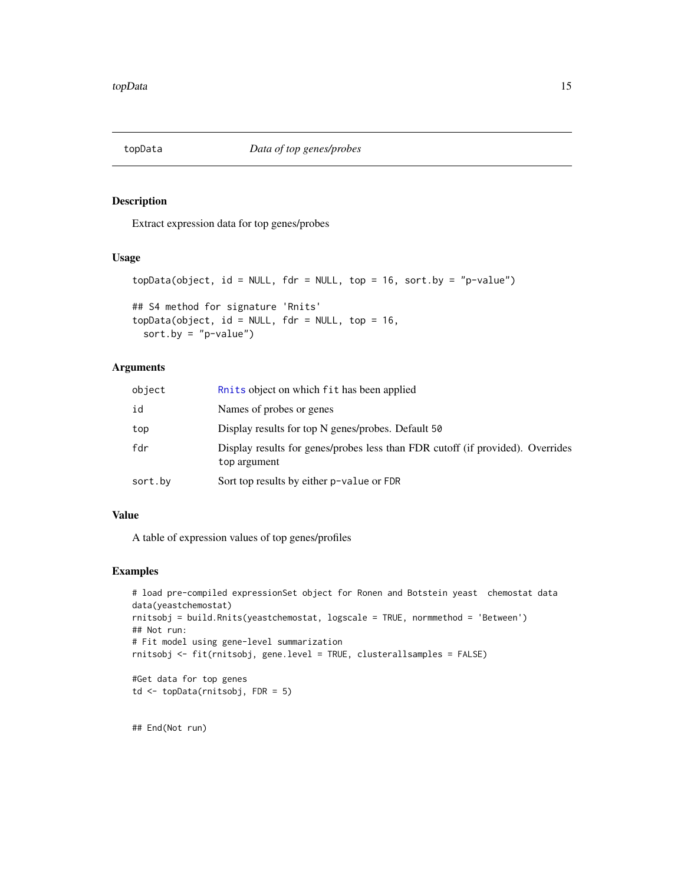## topData — *Data of top genes/probes*

### Description

Extract expression data for top genes/probes

### Usage

```
topData(object, id = NULL, fdr = NULL, top = 16, sort.by = "p-value")

## S4 method for signature 'Rnits'
topData(object, id = NULL, fdr = NULL, top = 16,
  sort.by = "p-value")
```

### Arguments

| | |
|---|---|
| `object` | `Rnits` object on which `fit` has been applied |
| `id` | Names of probes or genes |
| `top` | Display results for top N genes/probes. Default `50` |
| `fdr` | Display results for genes/probes less than FDR cutoff (if provided). Overrides `top` argument |
| `sort.by` | Sort top results by either `p-value` or `FDR` |

### Value

A table of expression values of top genes/profiles

### Examples

```
# load pre-compiled expressionSet object for Ronen and Botstein yeast  chemostat data
data(yeastchemostat)
rnitsobj = build.Rnits(yeastchemostat, logscale = TRUE, normmethod = 'Between')
## Not run:
# Fit model using gene-level summarization
rnitsobj <- fit(rnitsobj, gene.level = TRUE, clusterallsamples = FALSE)

#Get data for top genes
td <- topData(rnitsobj, FDR = 5)


## End(Not run)
```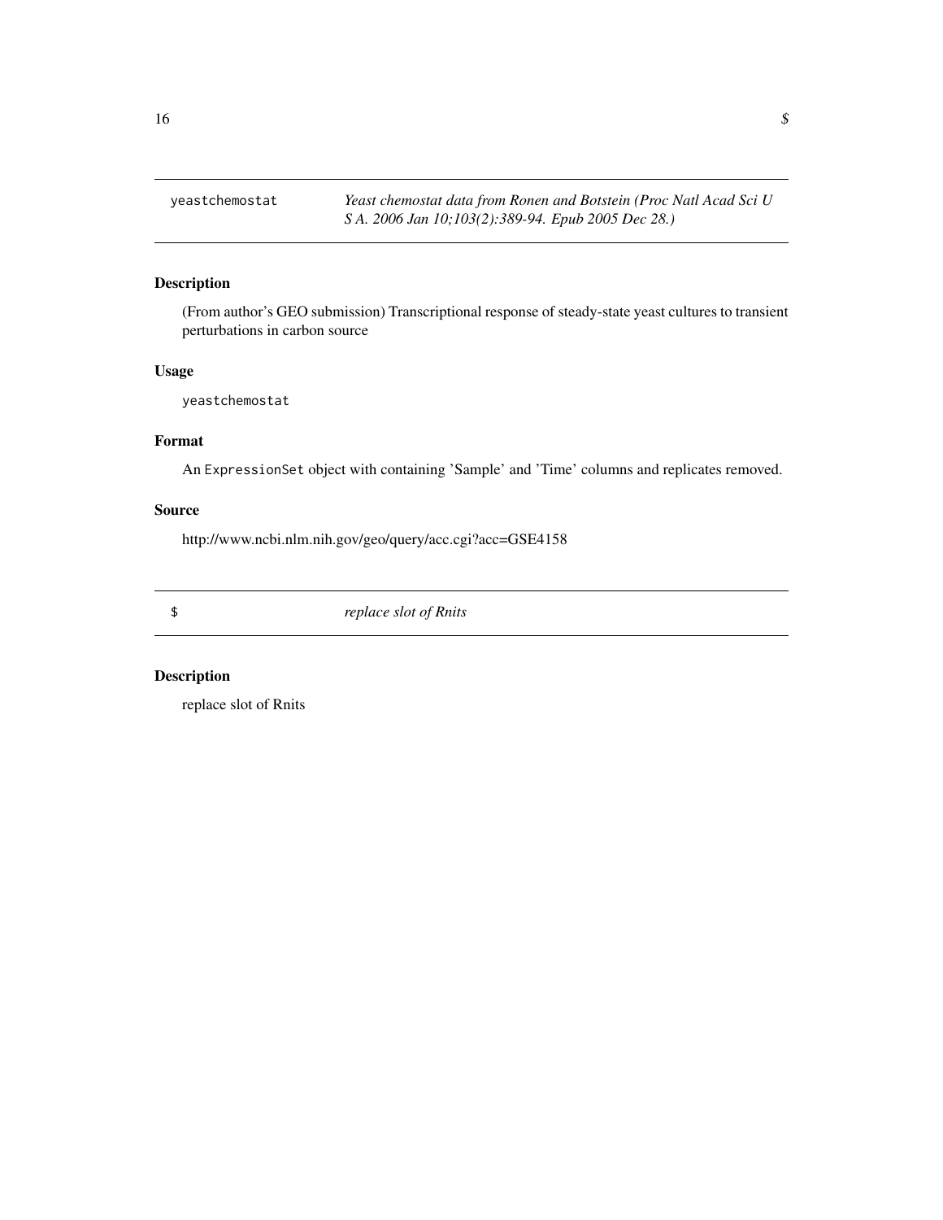## yeastchemostat — *Yeast chemostat data from Ronen and Botstein (Proc Natl Acad Sci U S A. 2006 Jan 10;103(2):389-94. Epub 2005 Dec 28.)*

### Description

(From author's GEO submission) Transcriptional response of steady-state yeast cultures to transient perturbations in carbon source

### Usage

```
yeastchemostat
```

### Format

An `ExpressionSet` object with containing 'Sample' and 'Time' columns and replicates removed.

### Source

http://www.ncbi.nlm.nih.gov/geo/query/acc.cgi?acc=GSE4158

## $ — *replace slot of Rnits*

### Description

replace slot of Rnits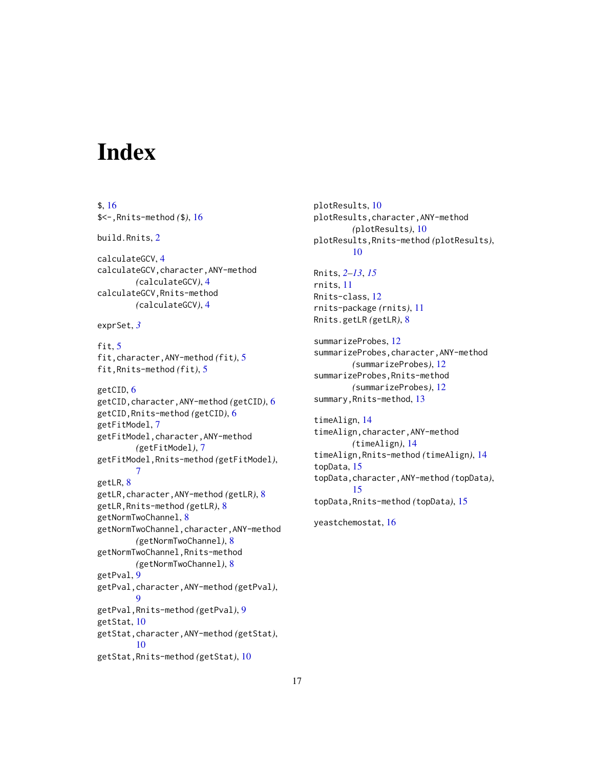# Index

$, 16
$<-,Rnits-method *($)*, 16

build.Rnits, 2

calculateGCV, 4
calculateGCV,character,ANY-method *(calculateGCV)*, 4
calculateGCV,Rnits-method *(calculateGCV)*, 4

exprSet, *3*

fit, 5
fit,character,ANY-method *(fit)*, 5
fit,Rnits-method *(fit)*, 5

getCID, 6
getCID,character,ANY-method *(getCID)*, 6
getCID,Rnits-method *(getCID)*, 6
getFitModel, 7
getFitModel,character,ANY-method *(getFitModel)*, 7
getFitModel,Rnits-method *(getFitModel)*, 7
getLR, 8
getLR,character,ANY-method *(getLR)*, 8
getLR,Rnits-method *(getLR)*, 8
getNormTwoChannel, 8
getNormTwoChannel,character,ANY-method *(getNormTwoChannel)*, 8
getNormTwoChannel,Rnits-method *(getNormTwoChannel)*, 8
getPval, 9
getPval,character,ANY-method *(getPval)*, 9
getPval,Rnits-method *(getPval)*, 9
getStat, 10
getStat,character,ANY-method *(getStat)*, 10
getStat,Rnits-method *(getStat)*, 10

plotResults, 10
plotResults,character,ANY-method *(plotResults)*, 10
plotResults,Rnits-method *(plotResults)*, 10

Rnits, *2–13*, *15*
rnits, 11
Rnits-class, 12
rnits-package *(rnits)*, 11
Rnits.getLR *(getLR)*, 8

summarizeProbes, 12
summarizeProbes,character,ANY-method *(summarizeProbes)*, 12
summarizeProbes,Rnits-method *(summarizeProbes)*, 12
summary,Rnits-method, 13

timeAlign, 14
timeAlign,character,ANY-method *(timeAlign)*, 14
timeAlign,Rnits-method *(timeAlign)*, 14
topData, 15
topData,character,ANY-method *(topData)*, 15
topData,Rnits-method *(topData)*, 15

yeastchemostat, 16